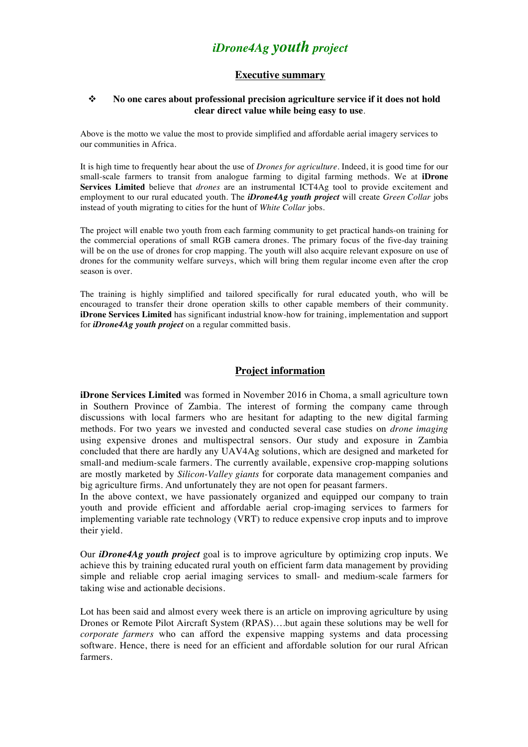# *iDrone4Ag youth project*

## Executive summary

- **No one cares about professional precision agriculture service if it does not hold clear direct value while being easy to use**.

Above is the motto we value the most to provide simplified and affordable aerial imagery services to our communities in Africa.

It is high time to frequently hear about the use of *Drones for agriculture*. Indeed, it is good time for our small-scale farmers to transit from analogue farming to digital farming methods. We at **iDrone Services Limited** believe that *drones* are an instrumental ICT4Ag tool to provide excitement and employment to our rural educated youth. The ***iDrone4Ag youth project*** will create *Green Collar* jobs instead of youth migrating to cities for the hunt of *White Collar* jobs.

The project will enable two youth from each farming community to get practical hands-on training for the commercial operations of small RGB camera drones. The primary focus of the five-day training will be on the use of drones for crop mapping. The youth will also acquire relevant exposure on use of drones for the community welfare surveys, which will bring them regular income even after the crop season is over.

The training is highly simplified and tailored specifically for rural educated youth, who will be encouraged to transfer their drone operation skills to other capable members of their community. **iDrone Services Limited** has significant industrial know-how for training, implementation and support for ***iDrone4Ag youth project*** on a regular committed basis.

## Project information

**iDrone Services Limited** was formed in November 2016 in Choma, a small agriculture town in Southern Province of Zambia. The interest of forming the company came through discussions with local farmers who are hesitant for adapting to the new digital farming methods. For two years we invested and conducted several case studies on *drone imaging* using expensive drones and multispectral sensors. Our study and exposure in Zambia concluded that there are hardly any UAV4Ag solutions, which are designed and marketed for small-and medium-scale farmers. The currently available, expensive crop-mapping solutions are mostly marketed by *Silicon-Valley giants* for corporate data management companies and big agriculture firms. And unfortunately they are not open for peasant farmers.
In the above context, we have passionately organized and equipped our company to train youth and provide efficient and affordable aerial crop-imaging services to farmers for implementing variable rate technology (VRT) to reduce expensive crop inputs and to improve their yield.

Our ***iDrone4Ag youth project*** goal is to improve agriculture by optimizing crop inputs. We achieve this by training educated rural youth on efficient farm data management by providing simple and reliable crop aerial imaging services to small- and medium-scale farmers for taking wise and actionable decisions.

Lot has been said and almost every week there is an article on improving agriculture by using Drones or Remote Pilot Aircraft System (RPAS)….but again these solutions may be well for *corporate farmers* who can afford the expensive mapping systems and data processing software. Hence, there is need for an efficient and affordable solution for our rural African farmers.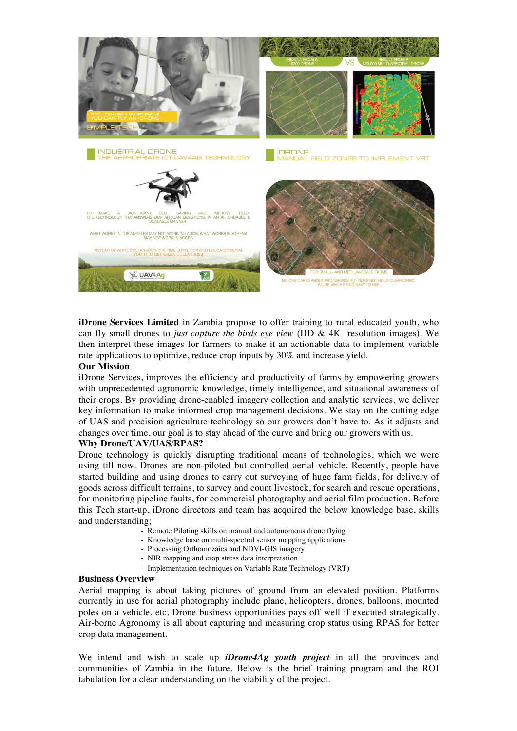**iDrone Services Limited** in Zambia propose to offer training to rural educated youth, who can fly small drones to *just capture the birds eye view* (HD & 4K resolution images). We then interpret these images for farmers to make it an actionable data to implement variable rate applications to optimize, reduce crop inputs by 30% and increase yield.

**Our Mission**

iDrone Services, improves the efficiency and productivity of farms by empowering growers with unprecedented agronomic knowledge, timely intelligence, and situational awareness of their crops. By providing drone-enabled imagery collection and analytic services, we deliver key information to make informed crop management decisions. We stay on the cutting edge of UAS and precision agriculture technology so our growers don't have to. As it adjusts and changes over time, our goal is to stay ahead of the curve and bring our growers with us.

**Why Drone/UAV/UAS/RPAS?**

Drone technology is quickly disrupting traditional means of technologies, which we were using till now. Drones are non-piloted but controlled aerial vehicle. Recently, people have started building and using drones to carry out surveying of huge farm fields, for delivery of goods across difficult terrains, to survey and count livestock, for search and rescue operations, for monitoring pipeline faults, for commercial photography and aerial film production. Before this Tech start-up, iDrone directors and team has acquired the below knowledge base, skills and understanding;

- Remote Piloting skills on manual and autonomous drone flying
- Knowledge base on multi-spectral sensor mapping applications
- Processing Orthomozaics and NDVI-GIS imagery
- NIR mapping and crop stress data interpretation
- Implementation techniques on Variable Rate Technology (VRT)

**Business Overview**

Aerial mapping is about taking pictures of ground from an elevated position. Platforms currently in use for aerial photography include plane, helicopters, drones, balloons, mounted poles on a vehicle, etc. Drone business opportunities pays off well if executed strategically. Air-borne Agronomy is all about capturing and measuring crop status using RPAS for better crop data management.

We intend and wish to scale up ***iDrone4Ag youth project*** in all the provinces and communities of Zambia in the future. Below is the brief training program and the ROI tabulation for a clear understanding on the viability of the project.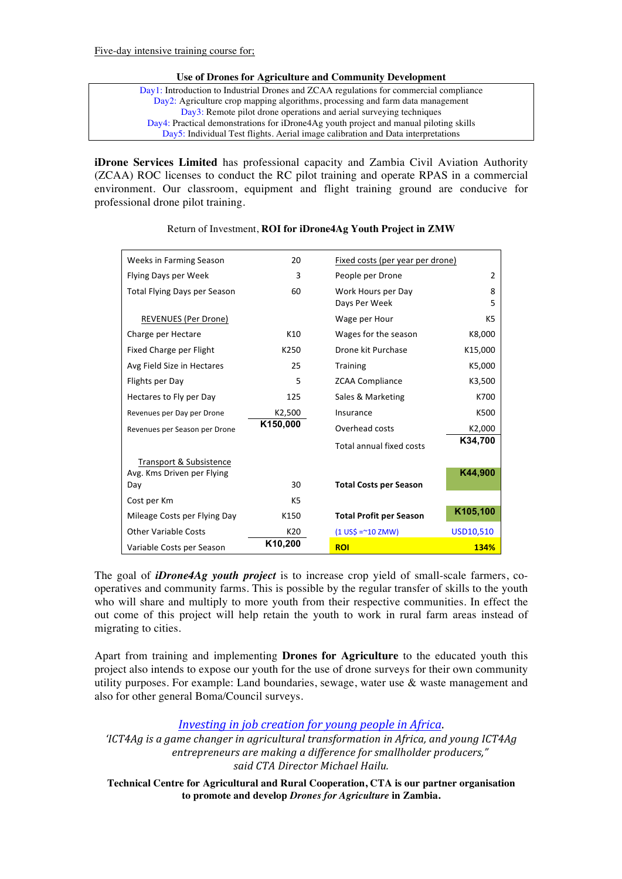Five-day intensive training course for;

**Use of Drones for Agriculture and Community Development**

| |
|---|
| Day1: Introduction to Industrial Drones and ZCAA regulations for commercial compliance |
| Day2: Agriculture crop mapping algorithms, processing and farm data management |
| Day3: Remote pilot drone operations and aerial surveying techniques |
| Day4: Practical demonstrations for iDrone4Ag youth project and manual piloting skills |
| Day5: Individual Test flights. Aerial image calibration and Data interpretations |

**iDrone Services Limited** has professional capacity and Zambia Civil Aviation Authority (ZCAA) ROC licenses to conduct the RC pilot training and operate RPAS in a commercial environment. Our classroom, equipment and flight training ground are conducive for professional drone pilot training.

Return of Investment, **ROI for iDrone4Ag Youth Project in ZMW**

| | | | |
|---|---|---|---|
| Weeks in Farming Season | 20 | Fixed costs (per year per drone) | |
| Flying Days per Week | 3 | People per Drone | 2 |
| Total Flying Days per Season | 60 | Work Hours per Day | 8 |
| | | Days Per Week | 5 |
| REVENUES (Per Drone) | | Wage per Hour | K5 |
| Charge per Hectare | K10 | Wages for the season | K8,000 |
| Fixed Charge per Flight | K250 | Drone kit Purchase | K15,000 |
| Avg Field Size in Hectares | 25 | Training | K5,000 |
| Flights per Day | 5 | ZCAA Compliance | K3,500 |
| Hectares to Fly per Day | 125 | Sales & Marketing | K700 |
| Revenues per Day per Drone | K2,500 | Insurance | K500 |
| Revenues per Season per Drone | **K150,000** | Overhead costs | K2,000 |
| | | Total annual fixed costs | **K34,700** |
| Transport & Subsistence | | | |
| Avg. Kms Driven per Flying Day | 30 | **Total Costs per Season** | **K44,900** |
| Cost per Km | K5 | | |
| Mileage Costs per Flying Day | K150 | **Total Profit per Season** | **K105,100** |
| Other Variable Costs | K20 | (1 US$ =~10 ZMW) | USD10,510 |
| Variable Costs per Season | **K10,200** | **ROI** | **134%** |

The goal of ***iDrone4Ag youth project*** is to increase crop yield of small-scale farmers, co-operatives and community farms. This is possible by the regular transfer of skills to the youth who will share and multiply to more youth from their respective communities. In effect the out come of this project will help retain the youth to work in rural farm areas instead of migrating to cities.

Apart from training and implementing **Drones for Agriculture** to the educated youth this project also intends to expose our youth for the use of drone surveys for their own community utility purposes. For example: Land boundaries, sewage, water use & waste management and also for other general Boma/Council surveys.

*Investing in job creation for young people in Africa.*
*'ICT4Ag is a game changer in agricultural transformation in Africa, and young ICT4Ag entrepreneurs are making a difference for smallholder producers," said CTA Director Michael Hailu.*

**Technical Centre for Agricultural and Rural Cooperation, CTA is our partner organisation to promote and develop *Drones for Agriculture* in Zambia.**